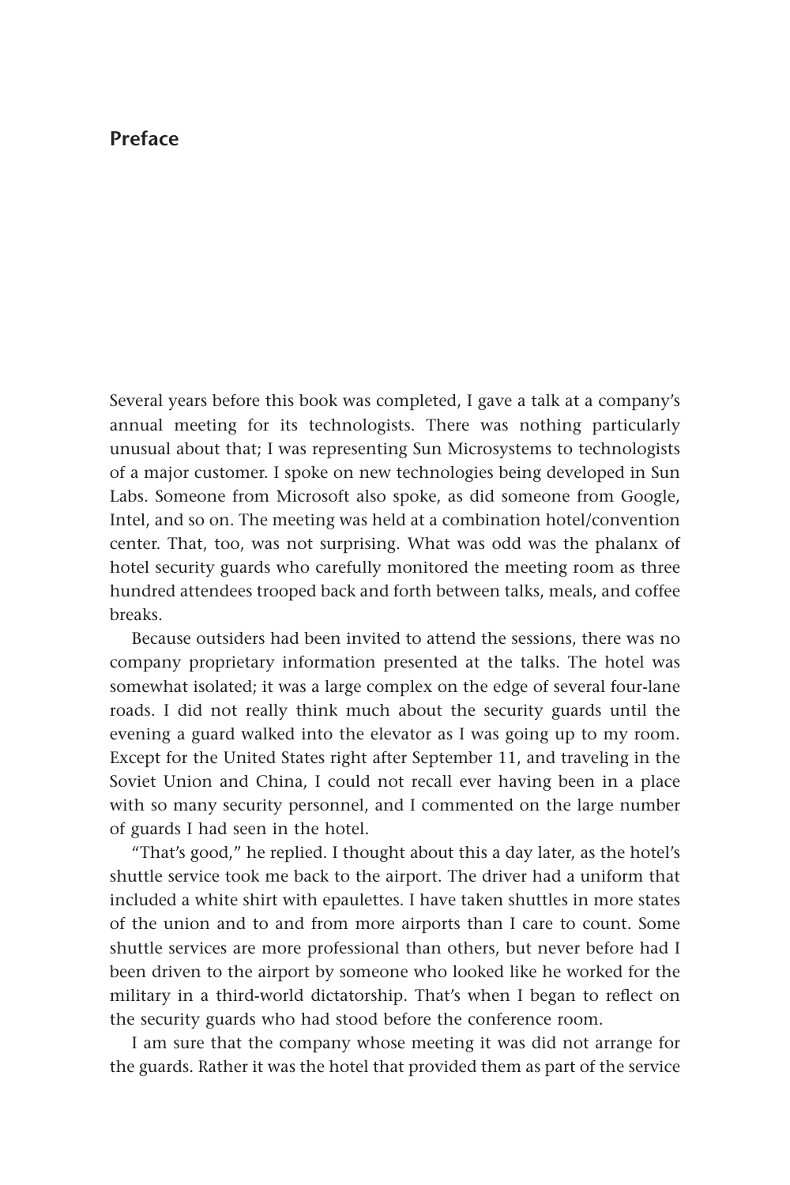## Preface

Several years before this book was completed, I gave a talk at a company's annual meeting for its technologists. There was nothing particularly unusual about that; I was representing Sun Microsystems to technologists of a major customer. I spoke on new technologies being developed in Sun Labs. Someone from Microsoft also spoke, as did someone from Google, Intel, and so on. The meeting was held at a combination hotel/convention center. That, too, was not surprising. What was odd was the phalanx of hotel security guards who carefully monitored the meeting room as three hundred attendees trooped back and forth between talks, meals, and coffee breaks.

Because outsiders had been invited to attend the sessions, there was no company proprietary information presented at the talks. The hotel was somewhat isolated; it was a large complex on the edge of several four-lane roads. I did not really think much about the security guards until the evening a guard walked into the elevator as I was going up to my room. Except for the United States right after September 11, and traveling in the Soviet Union and China, I could not recall ever having been in a place with so many security personnel, and I commented on the large number of guards I had seen in the hotel.

"That's good," he replied. I thought about this a day later, as the hotel's shuttle service took me back to the airport. The driver had a uniform that included a white shirt with epaulettes. I have taken shuttles in more states of the union and to and from more airports than I care to count. Some shuttle services are more professional than others, but never before had I been driven to the airport by someone who looked like he worked for the military in a third-world dictatorship. That's when I began to reflect on the security guards who had stood before the conference room.

I am sure that the company whose meeting it was did not arrange for the guards. Rather it was the hotel that provided them as part of the service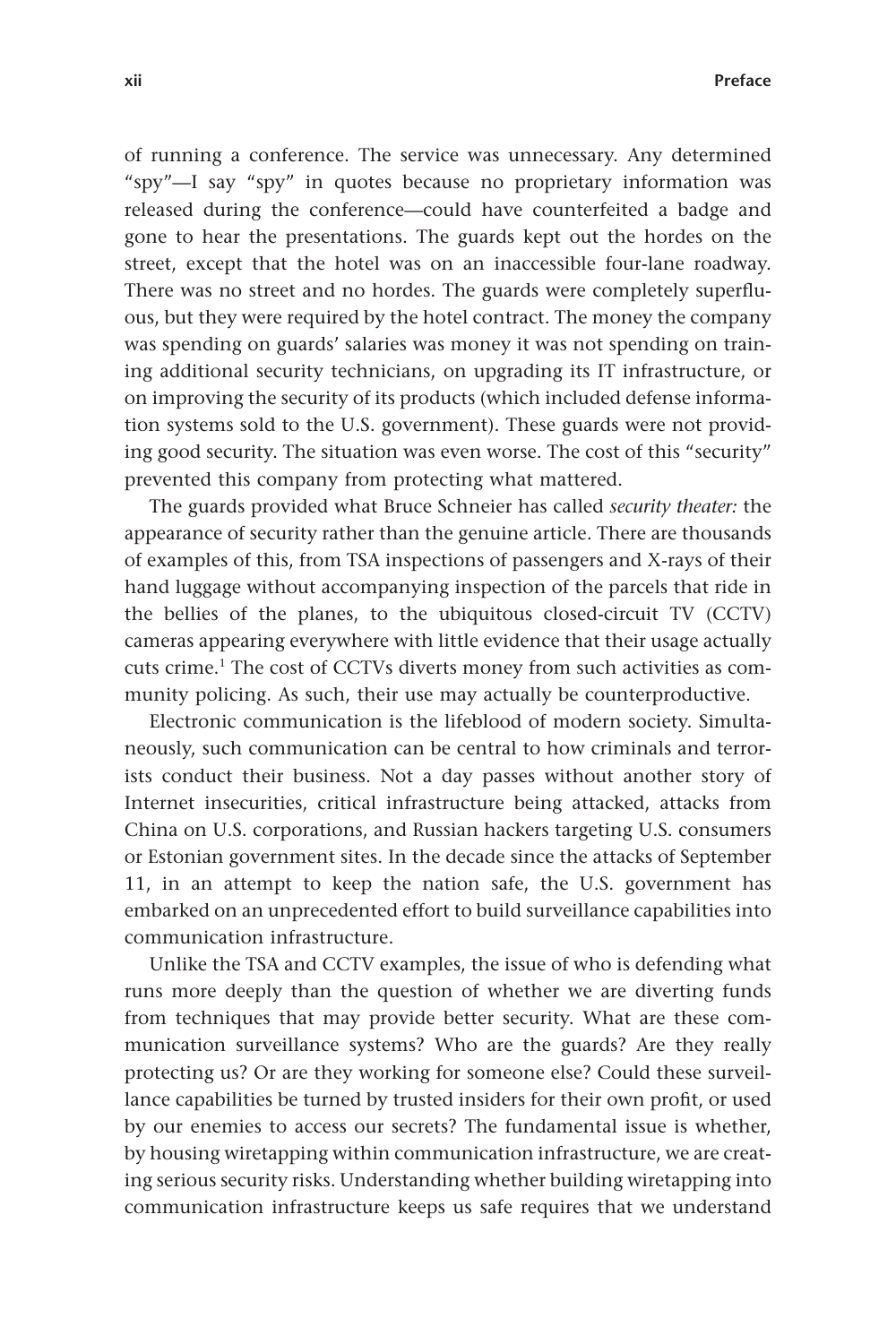of running a conference. The service was unnecessary. Any determined "spy"—I say "spy" in quotes because no proprietary information was released during the conference—could have counterfeited a badge and gone to hear the presentations. The guards kept out the hordes on the street, except that the hotel was on an inaccessible four-lane roadway. There was no street and no hordes. The guards were completely superfluous, but they were required by the hotel contract. The money the company was spending on guards' salaries was money it was not spending on training additional security technicians, on upgrading its IT infrastructure, or on improving the security of its products (which included defense information systems sold to the U.S. government). These guards were not providing good security. The situation was even worse. The cost of this "security" prevented this company from protecting what mattered.

The guards provided what Bruce Schneier has called *security theater:* the appearance of security rather than the genuine article. There are thousands of examples of this, from TSA inspections of passengers and X-rays of their hand luggage without accompanying inspection of the parcels that ride in the bellies of the planes, to the ubiquitous closed-circuit TV (CCTV) cameras appearing everywhere with little evidence that their usage actually cuts crime.[1] The cost of CCTVs diverts money from such activities as community policing. As such, their use may actually be counterproductive.

Electronic communication is the lifeblood of modern society. Simultaneously, such communication can be central to how criminals and terrorists conduct their business. Not a day passes without another story of Internet insecurities, critical infrastructure being attacked, attacks from China on U.S. corporations, and Russian hackers targeting U.S. consumers or Estonian government sites. In the decade since the attacks of September 11, in an attempt to keep the nation safe, the U.S. government has embarked on an unprecedented effort to build surveillance capabilities into communication infrastructure.

Unlike the TSA and CCTV examples, the issue of who is defending what runs more deeply than the question of whether we are diverting funds from techniques that may provide better security. What are these communication surveillance systems? Who are the guards? Are they really protecting us? Or are they working for someone else? Could these surveillance capabilities be turned by trusted insiders for their own profit, or used by our enemies to access our secrets? The fundamental issue is whether, by housing wiretapping within communication infrastructure, we are creating serious security risks. Understanding whether building wiretapping into communication infrastructure keeps us safe requires that we understand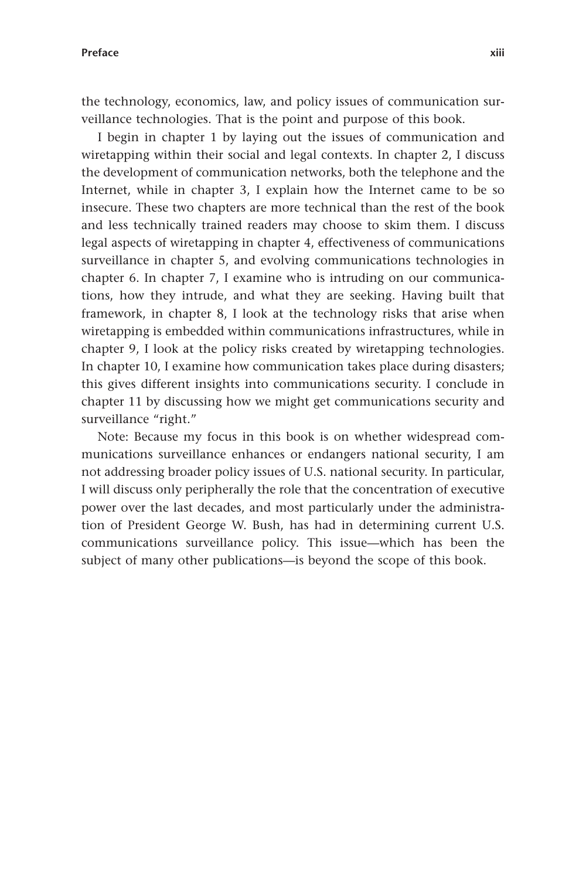the technology, economics, law, and policy issues of communication surveillance technologies. That is the point and purpose of this book.

I begin in chapter 1 by laying out the issues of communication and wiretapping within their social and legal contexts. In chapter 2, I discuss the development of communication networks, both the telephone and the Internet, while in chapter 3, I explain how the Internet came to be so insecure. These two chapters are more technical than the rest of the book and less technically trained readers may choose to skim them. I discuss legal aspects of wiretapping in chapter 4, effectiveness of communications surveillance in chapter 5, and evolving communications technologies in chapter 6. In chapter 7, I examine who is intruding on our communications, how they intrude, and what they are seeking. Having built that framework, in chapter 8, I look at the technology risks that arise when wiretapping is embedded within communications infrastructures, while in chapter 9, I look at the policy risks created by wiretapping technologies. In chapter 10, I examine how communication takes place during disasters; this gives different insights into communications security. I conclude in chapter 11 by discussing how we might get communications security and surveillance "right."

Note: Because my focus in this book is on whether widespread communications surveillance enhances or endangers national security, I am not addressing broader policy issues of U.S. national security. In particular, I will discuss only peripherally the role that the concentration of executive power over the last decades, and most particularly under the administration of President George W. Bush, has had in determining current U.S. communications surveillance policy. This issue—which has been the subject of many other publications—is beyond the scope of this book.